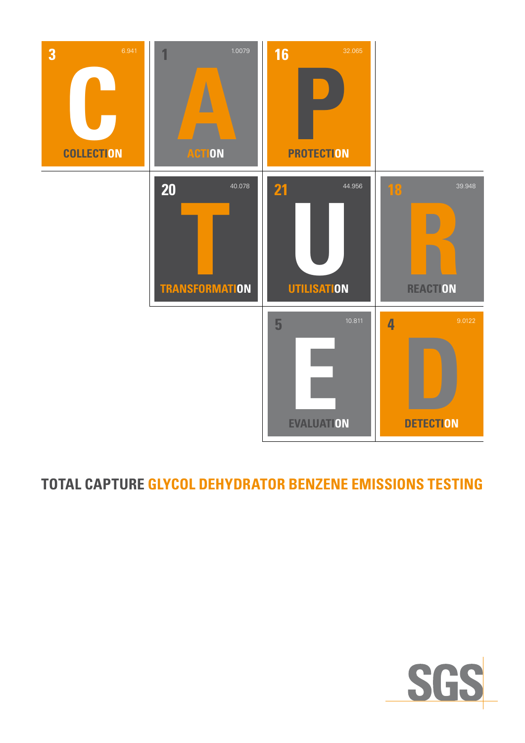| 3 | 6.941 | 1 | 1.0079 | 16 | 32.065 |
|---|---|---|---|---|---|
| **C** | | **A** | | **P** | |
| COLLECTION | | ACTION | | PROTECTION | |

| 20 | 40.078 | 21 | 44.956 | 18 | 39.948 |
|---|---|---|---|---|---|
| **T** | | **U** | | **R** | |
| TRANSFORMATION | | UTILISATION | | REACTION | |

| 5 | 10.811 | 4 | 9.0122 |
|---|---|---|---|
| **E** | | **D** | |
| EVALUATION | | DETECTION | |

# TOTAL CAPTURE GLYCOL DEHYDRATOR BENZENE EMISSIONS TESTING

SGS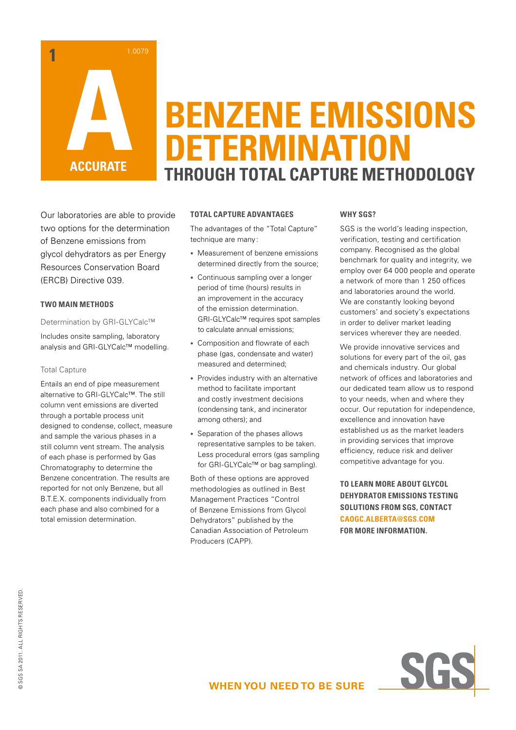1

1.0079

# A

ACCURATE

# BENZENE EMISSIONS DETERMINATION

## THROUGH TOTAL CAPTURE METHODOLOGY

Our laboratories are able to provide two options for the determination of Benzene emissions from glycol dehydrators as per Energy Resources Conservation Board (ERCB) Directive 039.

### TWO MAIN METHODS

Determination by GRI-GLYCalc™

Includes onsite sampling, laboratory analysis and GRI-GLYCalc™ modelling.

Total Capture

Entails an end of pipe measurement alternative to GRI-GLYCalc™. The still column vent emissions are diverted through a portable process unit designed to condense, collect, measure and sample the various phases in a still column vent stream. The analysis of each phase is performed by Gas Chromatography to determine the Benzene concentration. The results are reported for not only Benzene, but all B.T.E.X. components individually from each phase and also combined for a total emission determination.

### TOTAL CAPTURE ADVANTAGES

The advantages of the "Total Capture" technique are many:

- Measurement of benzene emissions determined directly from the source;
- Continuous sampling over a longer period of time (hours) results in an improvement in the accuracy of the emission determination. GRI-GLYCalc™ requires spot samples to calculate annual emissions;
- Composition and flowrate of each phase (gas, condensate and water) measured and determined;
- Provides industry with an alternative method to facilitate important and costly investment decisions (condensing tank, and incinerator among others); and
- Separation of the phases allows representative samples to be taken. Less procedural errors (gas sampling for GRI-GLYCalc™ or bag sampling).

Both of these options are approved methodologies as outlined in Best Management Practices "Control of Benzene Emissions from Glycol Dehydrators" published by the Canadian Association of Petroleum Producers (CAPP).

### WHY SGS?

SGS is the world's leading inspection, verification, testing and certification company. Recognised as the global benchmark for quality and integrity, we employ over 64 000 people and operate a network of more than 1 250 offices and laboratories around the world. We are constantly looking beyond customers' and society's expectations in order to deliver market leading services wherever they are needed.

We provide innovative services and solutions for every part of the oil, gas and chemicals industry. Our global network of offices and laboratories and our dedicated team allow us to respond to your needs, when and where they occur. Our reputation for independence, excellence and innovation have established us as the market leaders in providing services that improve efficiency, reduce risk and deliver competitive advantage for you.

**TO LEARN MORE ABOUT GLYCOL DEHYDRATOR EMISSIONS TESTING SOLUTIONS FROM SGS, CONTACT CAOGC.ALBERTA@SGS.COM FOR MORE INFORMATION.**

© SGS SA 2011. ALL RIGHTS RESERVED.

WHEN YOU NEED TO BE SURE

SGS